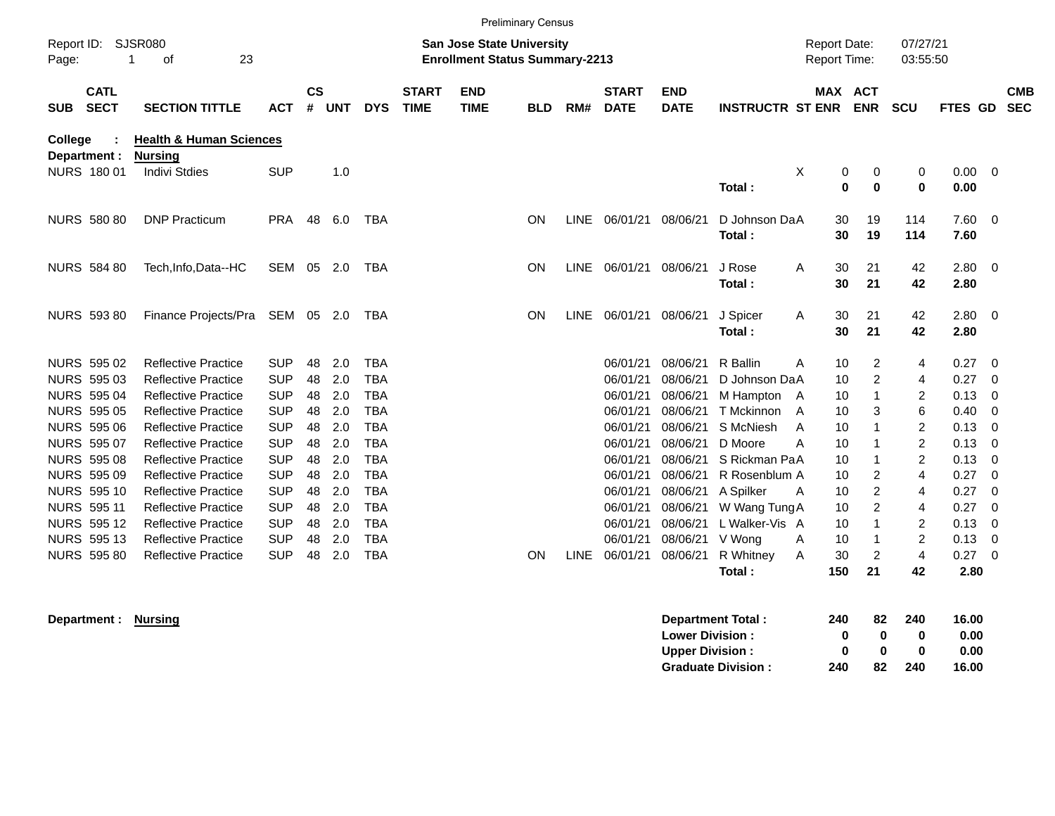Preliminary Census

Report ID: SJSR080

**San Jose State University**
**Enrollment Status Summary-2213**

Report Date: 07/27/21
Report Time: 03:55:50

**College : Health & Human Sciences**
**Department : Nursing**

| SUB | CATL SECT | SECTION TITTLE | ACT | CS # | UNT | DYS | START TIME | END TIME | BLD | RM# | START DATE | END DATE | INSTRUCTR | ST | MAX ENR | ACT ENR | SCU | FTES | GD | CMB SEC |
|---|---|---|---|---|---|---|---|---|---|---|---|---|---|---|---|---|---|---|---|---|
| NURS | 180 01 | Indivi Stdies | SUP | | 1.0 | | | | | | | | | X | 0 | 0 | 0 | 0.00 | 0 | |
| | | | | | | | | | | | | | **Total :** | | **0** | **0** | **0** | **0.00** | | |
| NURS | 580 80 | DNP Practicum | PRA | 48 | 6.0 | TBA | | | ON | LINE | 06/01/21 | 08/06/21 | D Johnson Da | A | 30 | 19 | 114 | 7.60 | 0 | |
| | | | | | | | | | | | | | **Total :** | | **30** | **19** | **114** | **7.60** | | |
| NURS | 584 80 | Tech,Info,Data--HC | SEM | 05 | 2.0 | TBA | | | ON | LINE | 06/01/21 | 08/06/21 | J Rose | A | 30 | 21 | 42 | 2.80 | 0 | |
| | | | | | | | | | | | | | **Total :** | | **30** | **21** | **42** | **2.80** | | |
| NURS | 593 80 | Finance Projects/Pra | SEM | 05 | 2.0 | TBA | | | ON | LINE | 06/01/21 | 08/06/21 | J Spicer | A | 30 | 21 | 42 | 2.80 | 0 | |
| | | | | | | | | | | | | | **Total :** | | **30** | **21** | **42** | **2.80** | | |
| NURS | 595 02 | Reflective Practice | SUP | 48 | 2.0 | TBA | | | | | 06/01/21 | 08/06/21 | R Ballin | A | 10 | 2 | 4 | 0.27 | 0 | |
| NURS | 595 03 | Reflective Practice | SUP | 48 | 2.0 | TBA | | | | | 06/01/21 | 08/06/21 | D Johnson Da | A | 10 | 2 | 4 | 0.27 | 0 | |
| NURS | 595 04 | Reflective Practice | SUP | 48 | 2.0 | TBA | | | | | 06/01/21 | 08/06/21 | M Hampton | A | 10 | 1 | 2 | 0.13 | 0 | |
| NURS | 595 05 | Reflective Practice | SUP | 48 | 2.0 | TBA | | | | | 06/01/21 | 08/06/21 | T Mckinnon | A | 10 | 3 | 6 | 0.40 | 0 | |
| NURS | 595 06 | Reflective Practice | SUP | 48 | 2.0 | TBA | | | | | 06/01/21 | 08/06/21 | S McNiesh | A | 10 | 1 | 2 | 0.13 | 0 | |
| NURS | 595 07 | Reflective Practice | SUP | 48 | 2.0 | TBA | | | | | 06/01/21 | 08/06/21 | D Moore | A | 10 | 1 | 2 | 0.13 | 0 | |
| NURS | 595 08 | Reflective Practice | SUP | 48 | 2.0 | TBA | | | | | 06/01/21 | 08/06/21 | S Rickman Pa | A | 10 | 1 | 2 | 0.13 | 0 | |
| NURS | 595 09 | Reflective Practice | SUP | 48 | 2.0 | TBA | | | | | 06/01/21 | 08/06/21 | R Rosenblum | A | 10 | 2 | 4 | 0.27 | 0 | |
| NURS | 595 10 | Reflective Practice | SUP | 48 | 2.0 | TBA | | | | | 06/01/21 | 08/06/21 | A Spilker | A | 10 | 2 | 4 | 0.27 | 0 | |
| NURS | 595 11 | Reflective Practice | SUP | 48 | 2.0 | TBA | | | | | 06/01/21 | 08/06/21 | W Wang Tung | A | 10 | 2 | 4 | 0.27 | 0 | |
| NURS | 595 12 | Reflective Practice | SUP | 48 | 2.0 | TBA | | | | | 06/01/21 | 08/06/21 | L Walker-Vis | A | 10 | 1 | 2 | 0.13 | 0 | |
| NURS | 595 13 | Reflective Practice | SUP | 48 | 2.0 | TBA | | | | | 06/01/21 | 08/06/21 | V Wong | A | 10 | 1 | 2 | 0.13 | 0 | |
| NURS | 595 80 | Reflective Practice | SUP | 48 | 2.0 | TBA | | | ON | LINE | 06/01/21 | 08/06/21 | R Whitney | A | 30 | 2 | 4 | 0.27 | 0 | |
| | | | | | | | | | | | | | **Total :** | | **150** | **21** | **42** | **2.80** | | |

**Department : Nursing**

| | MAX ENR | ACT ENR | SCU | FTES |
|---|---|---|---|---|
| **Department Total :** | **240** | **82** | **240** | **16.00** |
| **Lower Division :** | **0** | **0** | **0** | **0.00** |
| **Upper Division :** | **0** | **0** | **0** | **0.00** |
| **Graduate Division :** | **240** | **82** | **240** | **16.00** |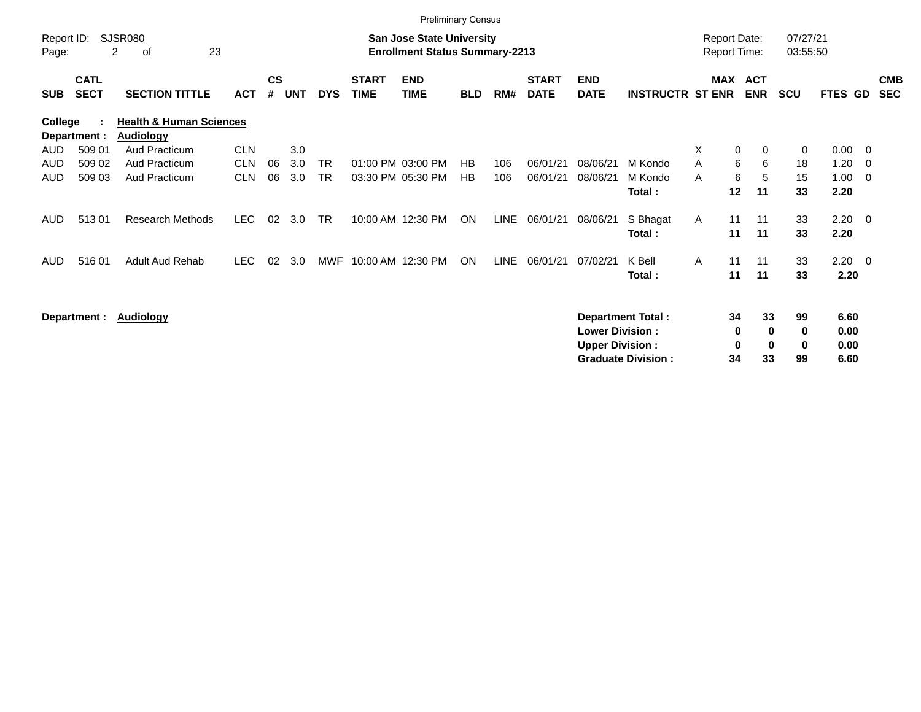Preliminary Census

Report ID: SJSR080

**San Jose State University**
**Enrollment Status Summary-2213**

Report Date: 07/27/21
Report Time: 03:55:50

| SUB | CATL SECT | SECTION TITTLE | ACT | CS # | UNT | DYS | START TIME | END TIME | BLD | RM# | START DATE | END DATE | INSTRUCTR | ST | MAX ENR | ACT ENR | SCU | FTES | GD | CMB SEC |
|---|---|---|---|---|---|---|---|---|---|---|---|---|---|---|---|---|---|---|---|---|
| **College :** | | **Health & Human Sciences** | | | | | | | | | | | | | | | | | | |
| **Department :** | | **Audiology** | | | | | | | | | | | | | | | | | | |
| AUD | 509 01 | Aud Practicum | CLN | | 3.0 | | | | | | | | | X | 0 | 0 | 0 | 0.00 | 0 | |
| AUD | 509 02 | Aud Practicum | CLN | 06 | 3.0 | TR | 01:00 PM | 03:00 PM | HB | 106 | 06/01/21 | 08/06/21 | M Kondo | A | 6 | 6 | 18 | 1.20 | 0 | |
| AUD | 509 03 | Aud Practicum | CLN | 06 | 3.0 | TR | 03:30 PM | 05:30 PM | HB | 106 | 06/01/21 | 08/06/21 | M Kondo | A | 6 | 5 | 15 | 1.00 | 0 | |
| | | | | | | | | | | | | | **Total :** | | **12** | **11** | **33** | **2.20** | | |
| AUD | 513 01 | Research Methods | LEC | 02 | 3.0 | TR | 10:00 AM | 12:30 PM | ON | LINE | 06/01/21 | 08/06/21 | S Bhagat | A | 11 | 11 | 33 | 2.20 | 0 | |
| | | | | | | | | | | | | | **Total :** | | **11** | **11** | **33** | **2.20** | | |
| AUD | 516 01 | Adult Aud Rehab | LEC | 02 | 3.0 | MWF | 10:00 AM | 12:30 PM | ON | LINE | 06/01/21 | 07/02/21 | K Bell | A | 11 | 11 | 33 | 2.20 | 0 | |
| | | | | | | | | | | | | | **Total :** | | **11** | **11** | **33** | **2.20** | | |

**Department : Audiology**

| | MAX ENR | ACT ENR | SCU | FTES |
|---|---|---|---|---|
| **Department Total :** | **34** | **33** | **99** | **6.60** |
| **Lower Division :** | **0** | **0** | **0** | **0.00** |
| **Upper Division :** | **0** | **0** | **0** | **0.00** |
| **Graduate Division :** | **34** | **33** | **99** | **6.60** |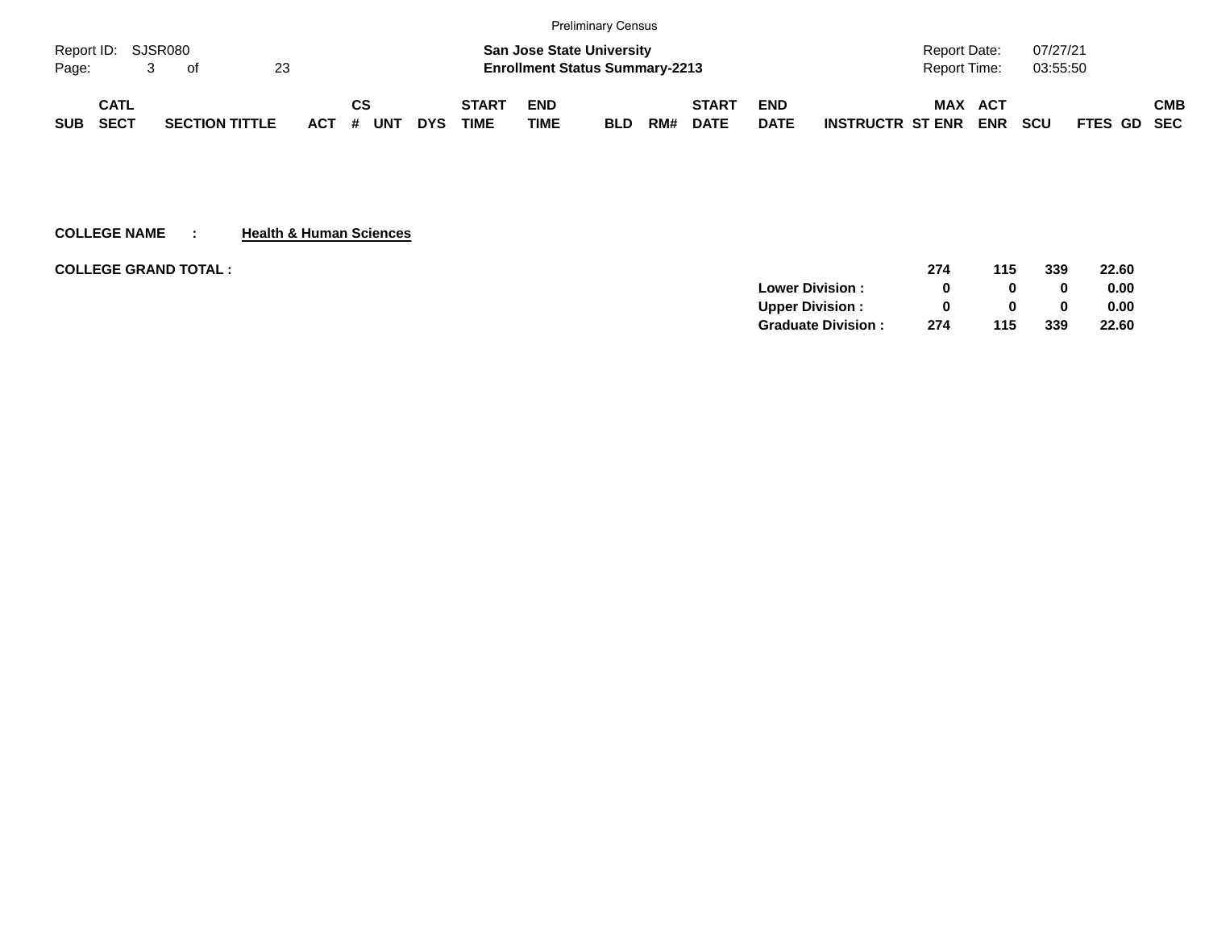Preliminary Census

Report ID: SJSR080
San Jose State University
Enrollment Status Summary-2213
Report Date: 07/27/21
Report Time: 03:55:50

| SUB | CATL SECT | SECTION TITTLE | ACT | CS # | UNT | DYS | START TIME | END TIME | BLD | RM# | START DATE | END DATE | INSTRUCTR | MAX ST ENR | ACT ENR | SCU | FTES | GD | CMB SEC |
|---|---|---|---|---|---|---|---|---|---|---|---|---|---|---|---|---|---|---|---|

**COLLEGE NAME : Health & Human Sciences**

| | | | | |
|---|---|---|---|---|
| **COLLEGE GRAND TOTAL :** | **274** | **115** | **339** | **22.60** |
| **Lower Division :** | **0** | **0** | **0** | **0.00** |
| **Upper Division :** | **0** | **0** | **0** | **0.00** |
| **Graduate Division :** | **274** | **115** | **339** | **22.60** |